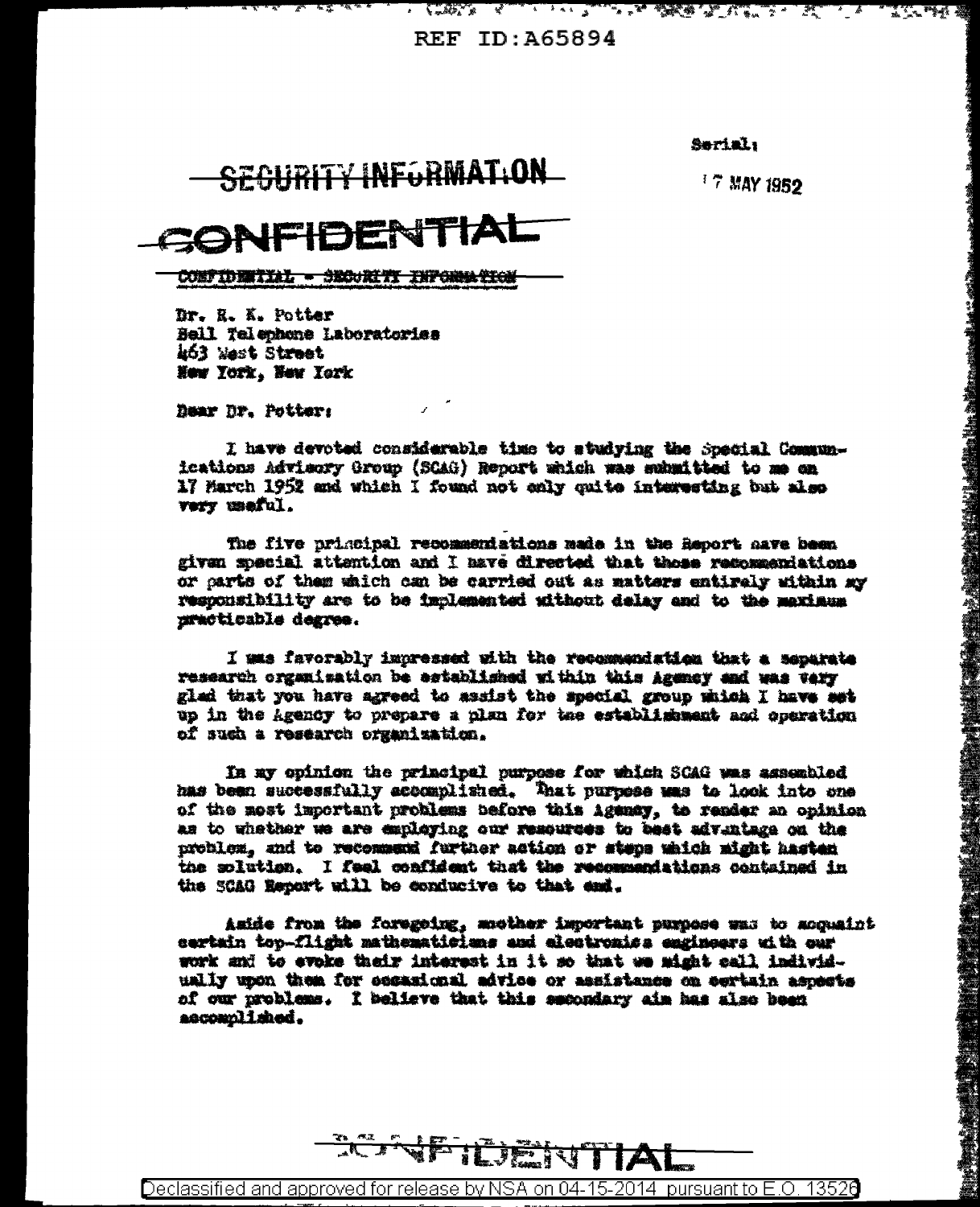REF ID:A65894

Serial:

17 MAY 1952

SECURITY INFORMATION

CONFIDENTIAL

CONFIDENTIAL - SECURITY INFORMATION

Dr. R. K. Potter
Bell Telephone Laboratories
463 West Street
New York, New York

Dear Dr. Potter:

I have devoted considerable time to studying the Special Communications Advisory Group (SCAG) Report which was submitted to me on 17 March 1952 and which I found not only quite interesting but also very useful.

The five principal recommendations made in the Report have been given special attention and I have directed that those recommendations or parts of them which can be carried out as matters entirely within my responsibility are to be implemented without delay and to the maximum practicable degree.

I was favorably impressed with the recommendation that a separate research organization be established within this Agency and was very glad that you have agreed to assist the special group which I have set up in the Agency to prepare a plan for the establishment and operation of such a research organization.

In my opinion the principal purpose for which SCAG was assembled has been successfully accomplished. That purpose was to look into one of the most important problems before this Agency, to render an opinion as to whether we are employing our resources to best advantage on the problem, and to recommend further action or steps which might hasten the solution. I feel confident that the recommendations contained in the SCAG Report will be conducive to that end.

Aside from the foregoing, another important purpose was to acquaint certain top-flight mathematicians and electronics engineers with our work and to evoke their interest in it so that we might call individually upon them for occasional advice or assistance on certain aspects of our problems. I believe that this secondary aim has also been accomplished.

CONFIDENTIAL

Declassified and approved for release by NSA on 04-15-2014 pursuant to E.O. 13526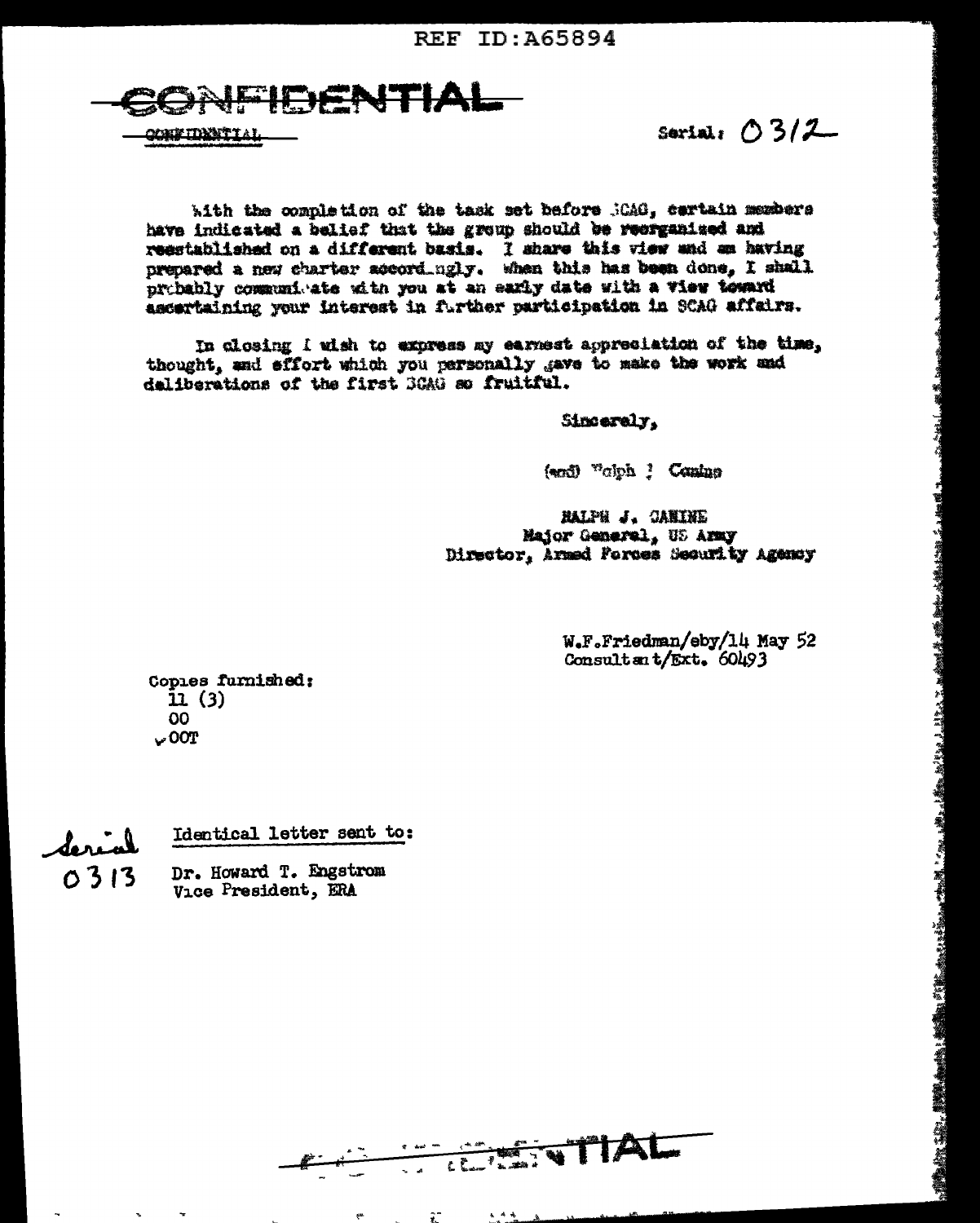REF ID:A65894

CONFIDENTIAL

CONFIDENTIAL

Serial: 0312

With the completion of the task set before SCAG, certain members have indicated a belief that the group should be reorganized and reestablished on a different basis. I share this view and am having prepared a new charter accordingly. When this has been done, I shall probably communicate with you at an early date with a view toward ascertaining your interest in further participation in SCAG affairs.

In closing I wish to express my earnest appreciation of the time, thought, and effort which you personally gave to make the work and deliberations of the first SCAG so fruitful.

Sincerely,

(sgd) Ralph J. Canine

RALPH J. CANINE
Major General, US Army
Director, Armed Forces Security Agency

W.F.Friedman/eby/14 May 52
Consultant/Ext. 60493

Copies furnished:
11 (3)
00
✓OOT

Serial 0313

Identical letter sent to:

Dr. Howard T. Engstrom
Vice President, ERA

CONFIDENTIAL